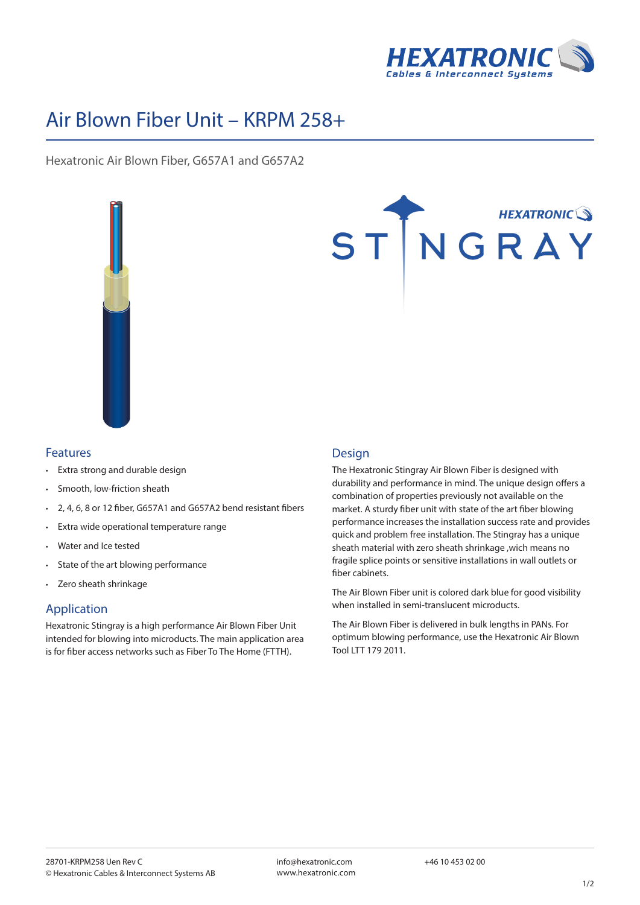# Air Blown Fiber Unit – KRPM 258+

Hexatronic Air Blown Fiber, G657A1 and G657A2

## Features

- Extra strong and durable design
- Smooth, low-friction sheath
- 2, 4, 6, 8 or 12 fiber, G657A1 and G657A2 bend resistant fibers
- Extra wide operational temperature range
- Water and Ice tested
- State of the art blowing performance
- Zero sheath shrinkage

## Application

Hexatronic Stingray is a high performance Air Blown Fiber Unit intended for blowing into microducts. The main application area is for fiber access networks such as Fiber To The Home (FTTH).

## Design

The Hexatronic Stingray Air Blown Fiber is designed with durability and performance in mind. The unique design offers a combination of properties previously not available on the market. A sturdy fiber unit with state of the art fiber blowing performance increases the installation success rate and provides quick and problem free installation. The Stingray has a unique sheath material with zero sheath shrinkage ,wich means no fragile splice points or sensitive installations in wall outlets or fiber cabinets.

The Air Blown Fiber unit is colored dark blue for good visibility when installed in semi-translucent microducts.

The Air Blown Fiber is delivered in bulk lengths in PANs. For optimum blowing performance, use the Hexatronic Air Blown Tool LTT 179 2011.

28701-KRPM258 Uen Rev C
© Hexatronic Cables & Interconnect Systems AB

info@hexatronic.com
www.hexatronic.com

+46 10 453 02 00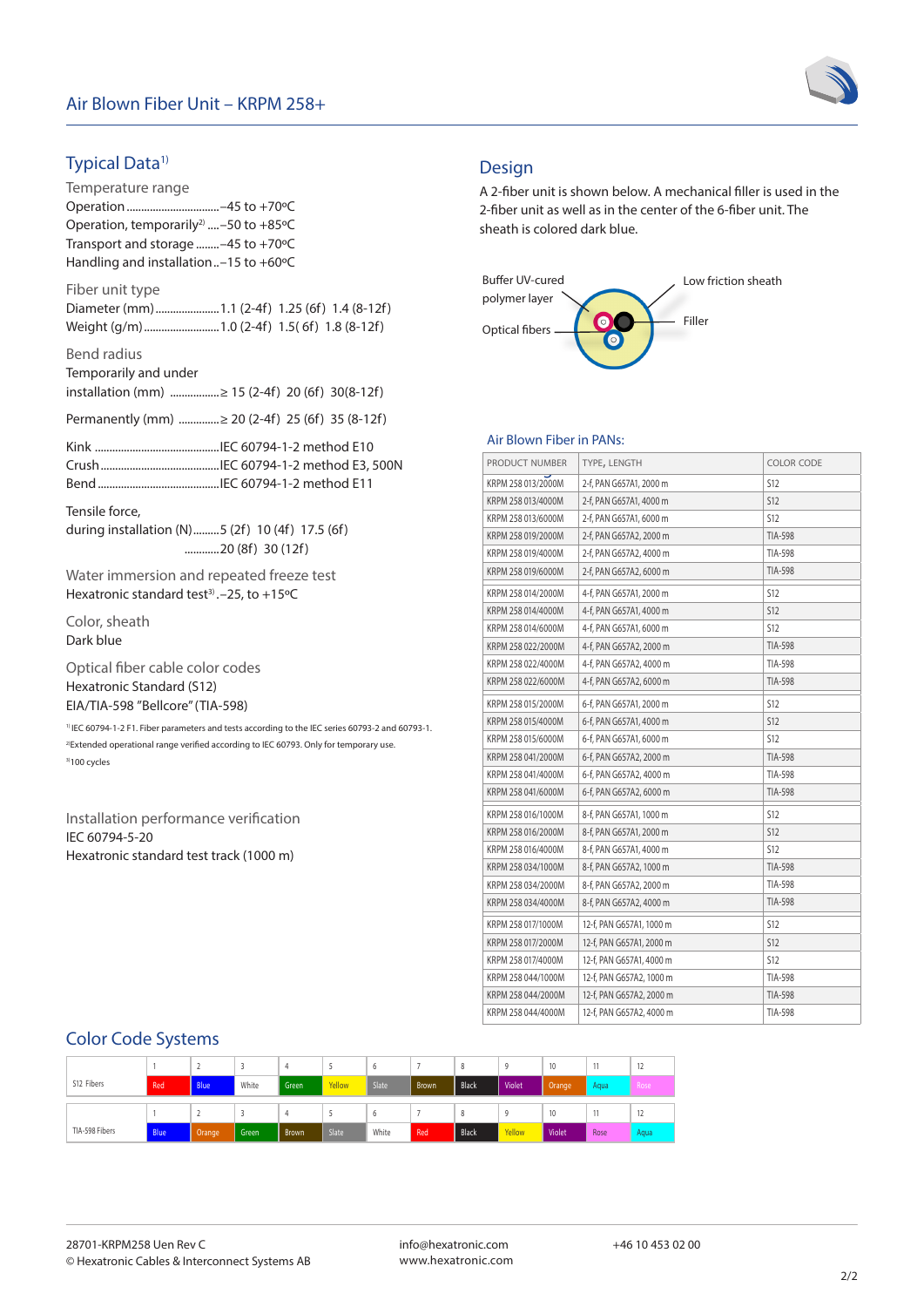# Air Blown Fiber Unit – KRPM 258+

## Typical Data[1]

### Temperature range

Operation ................................–45 to +70ºC
Operation, temporarily[2] .....–50 to +85ºC
Transport and storage ........–45 to +70ºC
Handling and installation ..–15 to +60ºC

### Fiber unit type

Diameter (mm) ......................1.1 (2-4f) 1.25 (6f) 1.4 (8-12f)
Weight (g/m) .........................1.0 (2-4f) 1.5( 6f) 1.8 (8-12f)

### Bend radius

Temporarily and under installation (mm) .................≥ 15 (2-4f) 20 (6f) 30(8-12f)

Permanently (mm) .............≥ 20 (2-4f) 25 (6f) 35 (8-12f)

Kink ..........................................IEC 60794-1-2 method E10
Crush.........................................IEC 60794-1-2 method E3, 500N
Bend .........................................IEC 60794-1-2 method E11

Tensile force, during installation (N).........5 (2f) 10 (4f) 17.5 (6f)
............20 (8f) 30 (12f)

### Water immersion and repeated freeze test

Hexatronic standard test[3] .–25, to +15ºC

### Color, sheath

Dark blue

### Optical fiber cable color codes

Hexatronic Standard (S12)
EIA/TIA-598 "Bellcore" (TIA-598)

[1] IEC 60794-1-2 F1. Fiber parameters and tests according to the IEC series 60793-2 and 60793-1.
[2] Extended operational range verified according to IEC 60793. Only for temporary use.
[3] 100 cycles

### Installation performance verification

IEC 60794-5-20
Hexatronic standard test track (1000 m)

## Design

A 2-fiber unit is shown below. A mechanical filler is used in the 2-fiber unit as well as in the center of the 6-fiber unit. The sheath is colored dark blue.

Buffer UV-cured polymer layer
Low friction sheath
Optical fibers
Filler

### Air Blown Fiber in PANs:

| PRODUCT NUMBER | TYPE, LENGTH | COLOR CODE |
|---|---|---|
| KRPM 258 013/2000M | 2-f, PAN G657A1, 2000 m | S12 |
| KRPM 258 013/4000M | 2-f, PAN G657A1, 4000 m | S12 |
| KRPM 258 013/6000M | 2-f, PAN G657A1, 6000 m | S12 |
| KRPM 258 019/2000M | 2-f, PAN G657A2, 2000 m | TIA-598 |
| KRPM 258 019/4000M | 2-f, PAN G657A2, 4000 m | TIA-598 |
| KRPM 258 019/6000M | 2-f, PAN G657A2, 6000 m | TIA-598 |
| KRPM 258 014/2000M | 4-f, PAN G657A1, 2000 m | S12 |
| KRPM 258 014/4000M | 4-f, PAN G657A1, 4000 m | S12 |
| KRPM 258 014/6000M | 4-f, PAN G657A1, 6000 m | S12 |
| KRPM 258 022/2000M | 4-f, PAN G657A2, 2000 m | TIA-598 |
| KRPM 258 022/4000M | 4-f, PAN G657A2, 4000 m | TIA-598 |
| KRPM 258 022/6000M | 4-f, PAN G657A2, 6000 m | TIA-598 |
| KRPM 258 015/2000M | 6-f, PAN G657A1, 2000 m | S12 |
| KRPM 258 015/4000M | 6-f, PAN G657A1, 4000 m | S12 |
| KRPM 258 015/6000M | 6-f, PAN G657A1, 6000 m | S12 |
| KRPM 258 041/2000M | 6-f, PAN G657A2, 2000 m | TIA-598 |
| KRPM 258 041/4000M | 6-f, PAN G657A2, 4000 m | TIA-598 |
| KRPM 258 041/6000M | 6-f, PAN G657A2, 6000 m | TIA-598 |
| KRPM 258 016/1000M | 8-f, PAN G657A1, 1000 m | S12 |
| KRPM 258 016/2000M | 8-f, PAN G657A1, 2000 m | S12 |
| KRPM 258 016/4000M | 8-f, PAN G657A1, 4000 m | S12 |
| KRPM 258 034/1000M | 8-f, PAN G657A2, 1000 m | TIA-598 |
| KRPM 258 034/2000M | 8-f, PAN G657A2, 2000 m | TIA-598 |
| KRPM 258 034/4000M | 8-f, PAN G657A2, 4000 m | TIA-598 |
| KRPM 258 017/1000M | 12-f, PAN G657A1, 1000 m | S12 |
| KRPM 258 017/2000M | 12-f, PAN G657A1, 2000 m | S12 |
| KRPM 258 017/4000M | 12-f, PAN G657A1, 4000 m | S12 |
| KRPM 258 044/1000M | 12-f, PAN G657A2, 1000 m | TIA-598 |
| KRPM 258 044/2000M | 12-f, PAN G657A2, 2000 m | TIA-598 |
| KRPM 258 044/4000M | 12-f, PAN G657A2, 4000 m | TIA-598 |

## Color Code Systems

| | 1 | 2 | 3 | 4 | 5 | 6 | 7 | 8 | 9 | 10 | 11 | 12 |
|---|---|---|---|---|---|---|---|---|---|---|---|---|
| S12 Fibers | Red | Blue | White | Green | Yellow | Slate | Brown | Black | Violet | Orange | Aqua | Rose |

| | 1 | 2 | 3 | 4 | 5 | 6 | 7 | 8 | 9 | 10 | 11 | 12 |
|---|---|---|---|---|---|---|---|---|---|---|---|---|
| TIA-598 Fibers | Blue | Orange | Green | Brown | Slate | White | Red | Black | Yellow | Violet | Rose | Aqua |

28701-KRPM258 Uen Rev C
© Hexatronic Cables & Interconnect Systems AB

info@hexatronic.com
www.hexatronic.com

+46 10 453 02 00